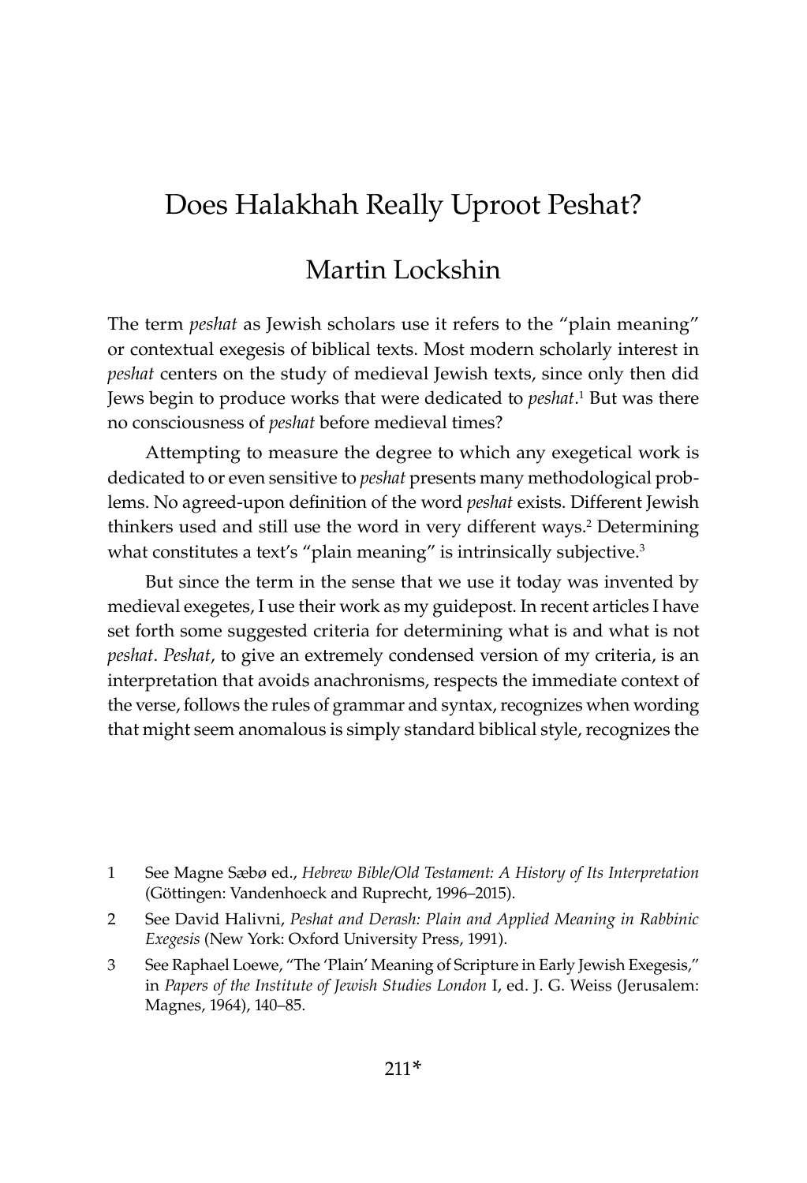# Does Halakhah Really Uproot Peshat?

## Martin Lockshin

The term *peshat* as Jewish scholars use it refers to the "plain meaning" or contextual exegesis of biblical texts. Most modern scholarly interest in *peshat* centers on the study of medieval Jewish texts, since only then did Jews begin to produce works that were dedicated to *peshat*.[1] But was there no consciousness of *peshat* before medieval times?

Attempting to measure the degree to which any exegetical work is dedicated to or even sensitive to *peshat* presents many methodological problems. No agreed-upon definition of the word *peshat* exists. Different Jewish thinkers used and still use the word in very different ways.[2] Determining what constitutes a text's "plain meaning" is intrinsically subjective.[3]

But since the term in the sense that we use it today was invented by medieval exegetes, I use their work as my guidepost. In recent articles I have set forth some suggested criteria for determining what is and what is not *peshat*. *Peshat*, to give an extremely condensed version of my criteria, is an interpretation that avoids anachronisms, respects the immediate context of the verse, follows the rules of grammar and syntax, recognizes when wording that might seem anomalous is simply standard biblical style, recognizes the

---

1 See Magne Sæbø ed., *Hebrew Bible/Old Testament: A History of Its Interpretation* (Göttingen: Vandenhoeck and Ruprecht, 1996–2015).

2 See David Halivni, *Peshat and Derash: Plain and Applied Meaning in Rabbinic Exegesis* (New York: Oxford University Press, 1991).

3 See Raphael Loewe, "The 'Plain' Meaning of Scripture in Early Jewish Exegesis," in *Papers of the Institute of Jewish Studies London* I, ed. J. G. Weiss (Jerusalem: Magnes, 1964), 140–85.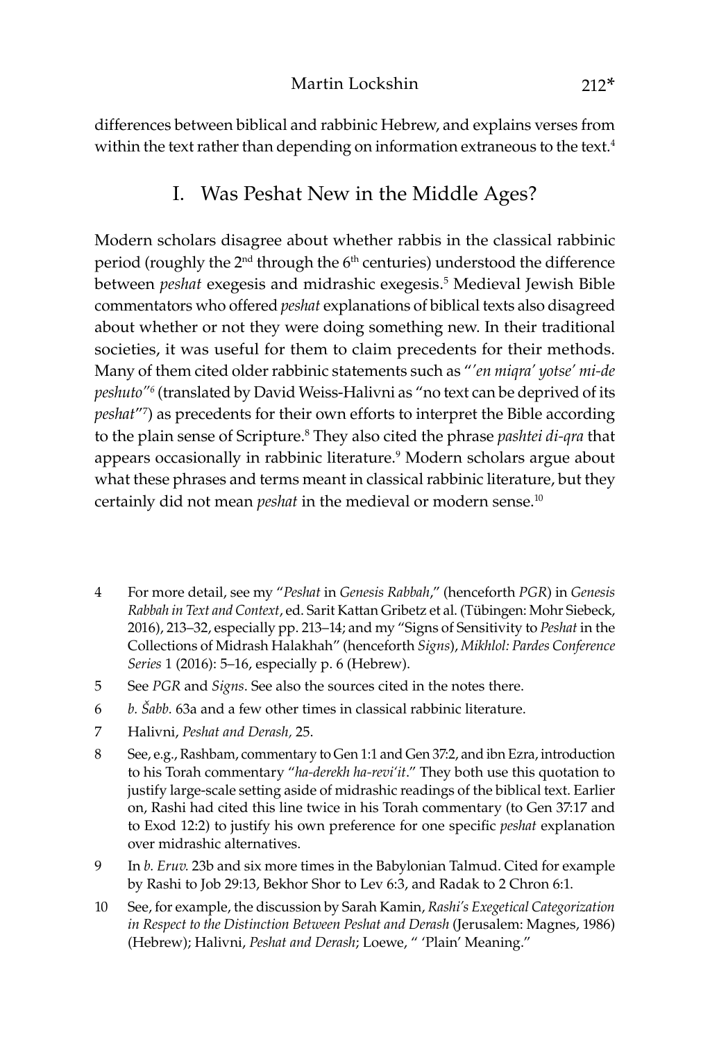differences between biblical and rabbinic Hebrew, and explains verses from within the text rather than depending on information extraneous to the text.[4]

## I. Was Peshat New in the Middle Ages?

Modern scholars disagree about whether rabbis in the classical rabbinic period (roughly the 2nd through the 6th centuries) understood the difference between *peshat* exegesis and midrashic exegesis.[5] Medieval Jewish Bible commentators who offered *peshat* explanations of biblical texts also disagreed about whether or not they were doing something new. In their traditional societies, it was useful for them to claim precedents for their methods. Many of them cited older rabbinic statements such as "*'en miqra' yotse' mi-de peshuto*"[6] (translated by David Weiss-Halivni as "no text can be deprived of its *peshat*"[7]) as precedents for their own efforts to interpret the Bible according to the plain sense of Scripture.[8] They also cited the phrase *pashtei di-qra* that appears occasionally in rabbinic literature.[9] Modern scholars argue about what these phrases and terms meant in classical rabbinic literature, but they certainly did not mean *peshat* in the medieval or modern sense.[10]

---

4 For more detail, see my "*Peshat* in *Genesis Rabbah*," (henceforth *PGR*) in *Genesis Rabbah in Text and Context*, ed. Sarit Kattan Gribetz et al. (Tübingen: Mohr Siebeck, 2016), 213–32, especially pp. 213–14; and my "Signs of Sensitivity to *Peshat* in the Collections of Midrash Halakhah" (henceforth *Signs*), *Mikhlol: Pardes Conference Series* 1 (2016): 5–16, especially p. 6 (Hebrew).

5 See *PGR* and *Signs*. See also the sources cited in the notes there.

6 *b. Šabb.* 63a and a few other times in classical rabbinic literature.

7 Halivni, *Peshat and Derash*, 25.

8 See, e.g., Rashbam, commentary to Gen 1:1 and Gen 37:2, and ibn Ezra, introduction to his Torah commentary "*ha-derekh ha-revi'it*." They both use this quotation to justify large-scale setting aside of midrashic readings of the biblical text. Earlier on, Rashi had cited this line twice in his Torah commentary (to Gen 37:17 and to Exod 12:2) to justify his own preference for one specific *peshat* explanation over midrashic alternatives.

9 In *b. Eruv.* 23b and six more times in the Babylonian Talmud. Cited for example by Rashi to Job 29:13, Bekhor Shor to Lev 6:3, and Radak to 2 Chron 6:1.

10 See, for example, the discussion by Sarah Kamin, *Rashi's Exegetical Categorization in Respect to the Distinction Between Peshat and Derash* (Jerusalem: Magnes, 1986) (Hebrew); Halivni, *Peshat and Derash*; Loewe, " 'Plain' Meaning."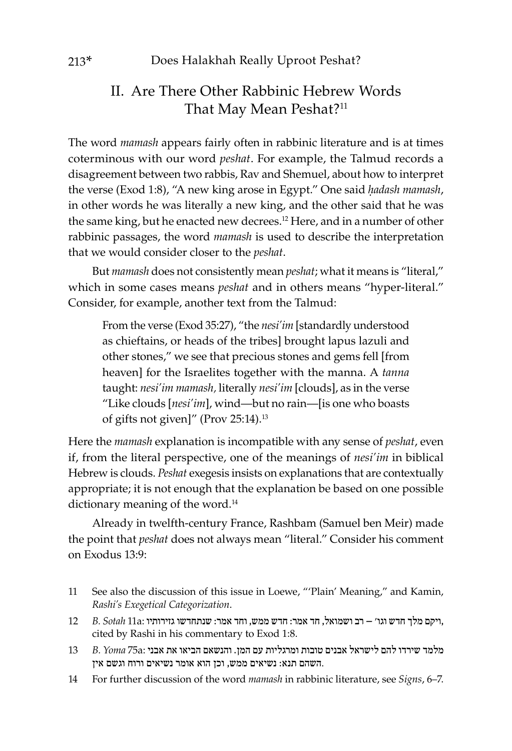## II. Are There Other Rabbinic Hebrew Words That May Mean Peshat?[11]

The word *mamash* appears fairly often in rabbinic literature and is at times coterminous with our word *peshat*. For example, the Talmud records a disagreement between two rabbis, Rav and Shemuel, about how to interpret the verse (Exod 1:8), "A new king arose in Egypt." One said *ḥadash mamash*, in other words he was literally a new king, and the other said that he was the same king, but he enacted new decrees.[12] Here, and in a number of other rabbinic passages, the word *mamash* is used to describe the interpretation that we would consider closer to the *peshat*.

But *mamash* does not consistently mean *peshat*; what it means is "literal," which in some cases means *peshat* and in others means "hyper-literal." Consider, for example, another text from the Talmud:

> From the verse (Exod 35:27), "the *nesi'im* [standardly understood as chieftains, or heads of the tribes] brought lapus lazuli and other stones," we see that precious stones and gems fell [from heaven] for the Israelites together with the manna. A *tanna* taught: *nesi'im mamash*, literally *nesi'im* [clouds], as in the verse "Like clouds [*nesi'im*], wind—but no rain—[is one who boasts of gifts not given]" (Prov 25:14).[13]

Here the *mamash* explanation is incompatible with any sense of *peshat*, even if, from the literal perspective, one of the meanings of *nesi'im* in biblical Hebrew is clouds. *Peshat* exegesis insists on explanations that are contextually appropriate; it is not enough that the explanation be based on one possible dictionary meaning of the word.[14]

Already in twelfth-century France, Rashbam (Samuel ben Meir) made the point that *peshat* does not always mean "literal." Consider his comment on Exodus 13:9:

---

11 See also the discussion of this issue in Loewe, "'Plain' Meaning," and Kamin, *Rashi's Exegetical Categorization*.

12 *B. Sotah* 11a: ויקם מלך חדש וגו' – רב ושמואל, חד אמר: חדש ממש, וחד אמר: שנתחדשו גזירותיו, cited by Rashi in his commentary to Exod 1:8.

13 *B. Yoma* 75a: מלמד שירדו להם לישראל אבנים טובות ומרגליות עם המן. והנשאם הביאו את אבני השהם תנא: נשיאים ממש, וכן הוא אומר נשיאים ורוח וגשם אין.

14 For further discussion of the word *mamash* in rabbinic literature, see *Signs*, 6–7.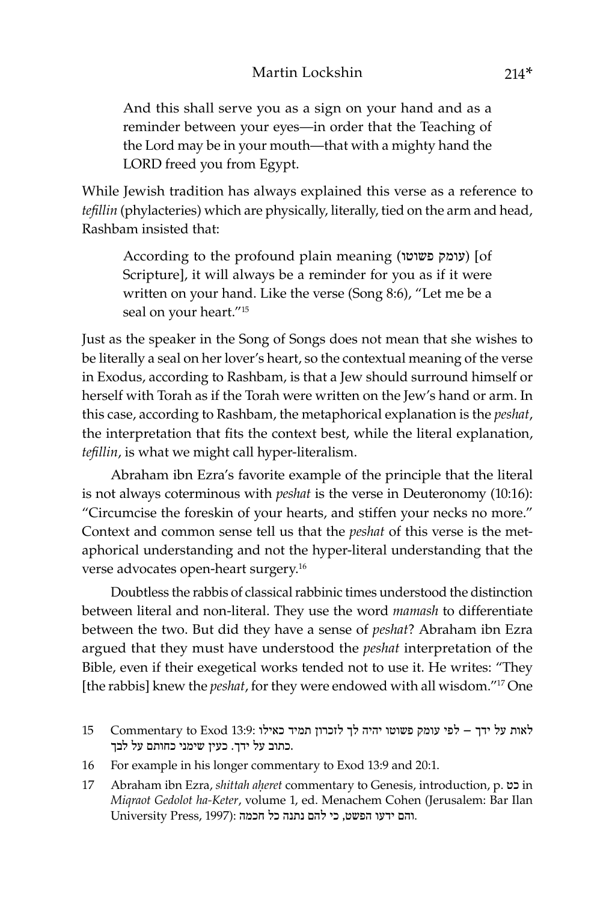> And this shall serve you as a sign on your hand and as a reminder between your eyes—in order that the Teaching of the Lord may be in your mouth—that with a mighty hand the LORD freed you from Egypt.

While Jewish tradition has always explained this verse as a reference to *tefillin* (phylacteries) which are physically, literally, tied on the arm and head, Rashbam insisted that:

> According to the profound plain meaning (עומק פשוטו) [of Scripture], it will always be a reminder for you as if it were written on your hand. Like the verse (Song 8:6), "Let me be a seal on your heart."[15]

Just as the speaker in the Song of Songs does not mean that she wishes to be literally a seal on her lover's heart, so the contextual meaning of the verse in Exodus, according to Rashbam, is that a Jew should surround himself or herself with Torah as if the Torah were written on the Jew's hand or arm. In this case, according to Rashbam, the metaphorical explanation is the *peshat*, the interpretation that fits the context best, while the literal explanation, *tefillin*, is what we might call hyper-literalism.

Abraham ibn Ezra's favorite example of the principle that the literal is not always coterminous with *peshat* is the verse in Deuteronomy (10:16): "Circumcise the foreskin of your hearts, and stiffen your necks no more." Context and common sense tell us that the *peshat* of this verse is the metaphorical understanding and not the hyper-literal understanding that the verse advocates open-heart surgery.[16]

Doubtless the rabbis of classical rabbinic times understood the distinction between literal and non-literal. They use the word *mamash* to differentiate between the two. But did they have a sense of *peshat*? Abraham ibn Ezra argued that they must have understood the *peshat* interpretation of the Bible, even if their exegetical works tended not to use it. He writes: "They [the rabbis] knew the *peshat*, for they were endowed with all wisdom."[17] One

---

15 Commentary to Exod 13:9: לאות על ידך – לפי עומק פשוטו יהיה לך לזכרון תמיד כאילו כתוב על ידך. כעין שימני כחותם על לבך.

16 For example in his longer commentary to Exod 13:9 and 20:1.

17 Abraham ibn Ezra, *shittah aḥeret* commentary to Genesis, introduction, p. כט in *Miqraot Gedolot ha-Keter*, volume 1, ed. Menachem Cohen (Jerusalem: Bar Ilan University Press, 1997): והם ידעו הפשט, כי להם נתנה כל חכמה.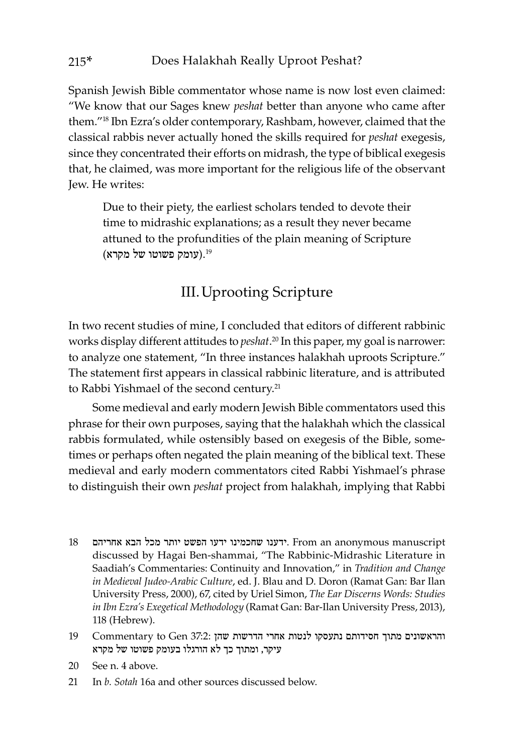Spanish Jewish Bible commentator whose name is now lost even claimed: "We know that our Sages knew *peshat* better than anyone who came after them."[18] Ibn Ezra's older contemporary, Rashbam, however, claimed that the classical rabbis never actually honed the skills required for *peshat* exegesis, since they concentrated their efforts on midrash, the type of biblical exegesis that, he claimed, was more important for the religious life of the observant Jew. He writes:

> Due to their piety, the earliest scholars tended to devote their time to midrashic explanations; as a result they never became attuned to the profundities of the plain meaning of Scripture (עומק פשוטו של מקרא).[19]

## III. Uprooting Scripture

In two recent studies of mine, I concluded that editors of different rabbinic works display different attitudes to *peshat*.[20] In this paper, my goal is narrower: to analyze one statement, "In three instances halakhah uproots Scripture." The statement first appears in classical rabbinic literature, and is attributed to Rabbi Yishmael of the second century.[21]

Some medieval and early modern Jewish Bible commentators used this phrase for their own purposes, saying that the halakhah which the classical rabbis formulated, while ostensibly based on exegesis of the Bible, sometimes or perhaps often negated the plain meaning of the biblical text. These medieval and early modern commentators cited Rabbi Yishmael's phrase to distinguish their own *peshat* project from halakhah, implying that Rabbi

---

18 ידענו שחכמינו ידעו הפשט יותר מכל הבא אחריהם. From an anonymous manuscript discussed by Hagai Ben-shammai, "The Rabbinic-Midrashic Literature in Saadiah's Commentaries: Continuity and Innovation," in *Tradition and Change in Medieval Judeo-Arabic Culture*, ed. J. Blau and D. Doron (Ramat Gan: Bar Ilan University Press, 2000), 67, cited by Uriel Simon, *The Ear Discerns Words: Studies in Ibn Ezra's Exegetical Methodology* (Ramat Gan: Bar-Ilan University Press, 2013), 118 (Hebrew).

19 Commentary to Gen 37:2: והראשונים מתוך חסידותם נתעסקו לנטות אחרי הדרשות שהן עיקר, ומתוך כך לא הורגלו בעומק פשוטו של מקרא

20 See n. 4 above.

21 In *b. Sotah* 16a and other sources discussed below.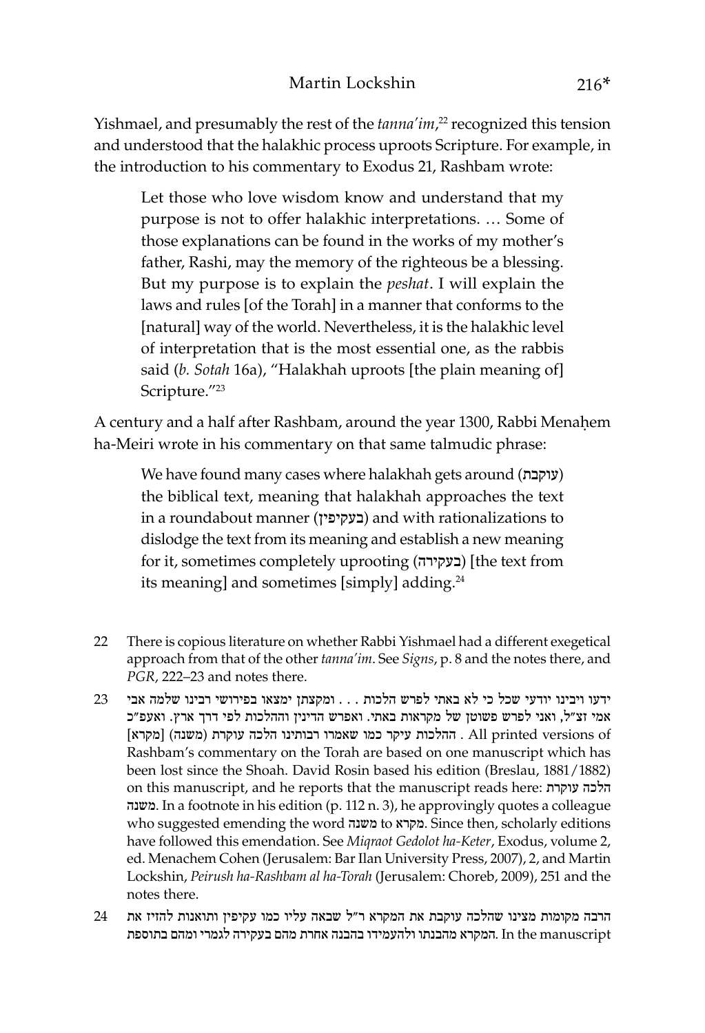Yishmael, and presumably the rest of the *tanna'im*,[22] recognized this tension and understood that the halakhic process uproots Scripture. For example, in the introduction to his commentary to Exodus 21, Rashbam wrote:

> Let those who love wisdom know and understand that my purpose is not to offer halakhic interpretations. … Some of those explanations can be found in the works of my mother's father, Rashi, may the memory of the righteous be a blessing. But my purpose is to explain the *peshat*. I will explain the laws and rules [of the Torah] in a manner that conforms to the [natural] way of the world. Nevertheless, it is the halakhic level of interpretation that is the most essential one, as the rabbis said (*b. Sotah* 16a), "Halakhah uproots [the plain meaning of] Scripture."[23]

A century and a half after Rashbam, around the year 1300, Rabbi Menaḥem ha-Meiri wrote in his commentary on that same talmudic phrase:

> We have found many cases where halakhah gets around (עוקבת) the biblical text, meaning that halakhah approaches the text in a roundabout manner (בעקיפין) and with rationalizations to dislodge the text from its meaning and establish a new meaning for it, sometimes completely uprooting (בעקירה) [the text from its meaning] and sometimes [simply] adding.[24]

22 There is copious literature on whether Rabbi Yishmael had a different exegetical approach from that of the other *tanna'im*. See *Signs*, p. 8 and the notes there, and *PGR*, 222–23 and notes there.

23 ידעו ויבינו יודעי שכל כי לא באתי לפרש הלכות . . . ומקצתן ימצאו בפירושי רבינו שלמה אבי אמי זצ״ל, ואני לפרש פשוטן של מקראות באתי. ואפרש הדינין וההלכות לפי דרך ארץ. ואעפ״כ ההלכות עיקר כמו שאמרו רבותינו הלכה עוקרת (משנה) [מקרא] . All printed versions of Rashbam's commentary on the Torah are based on one manuscript which has been lost since the Shoah. David Rosin based his edition (Breslau, 1881/1882) on this manuscript, and he reports that the manuscript reads here: הלכה עוקרת משנה. In a footnote in his edition (p. 112 n. 3), he approvingly quotes a colleague who suggested emending the word משנה to מקרא. Since then, scholarly editions have followed this emendation. See *Miqraot Gedolot ha-Keter*, Exodus, volume 2, ed. Menachem Cohen (Jerusalem: Bar Ilan University Press, 2007), 2, and Martin Lockshin, *Peirush ha-Rashbam al ha-Torah* (Jerusalem: Choreb, 2009), 251 and the notes there.

24 הרבה מקומות מצינו שהלכה עוקבת את המקרא ר״ל שבאה עליו כמו עקיפין ותואנות להזיז את המקרא מהבנתו ולהעמידו בהבנה אחרת מהם בעקירה לגמרי ומהם בתוספת. In the manuscript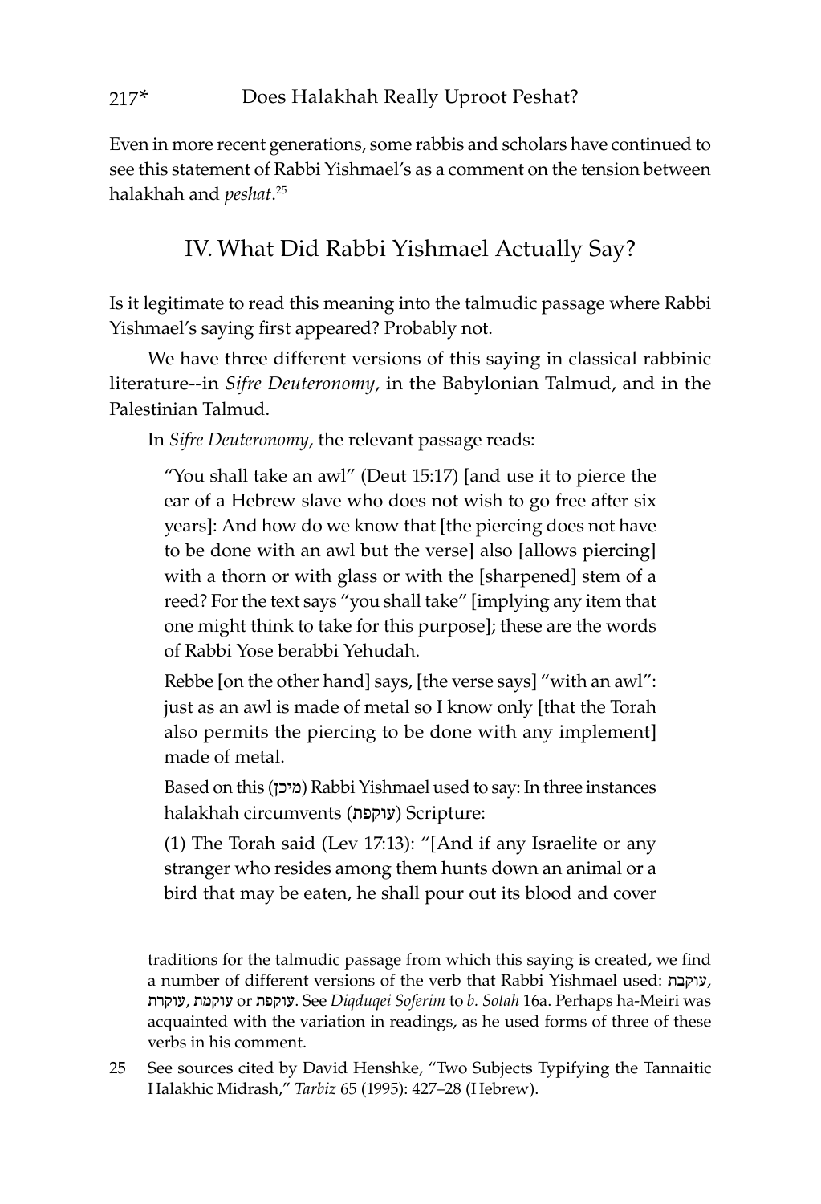Even in more recent generations, some rabbis and scholars have continued to see this statement of Rabbi Yishmael's as a comment on the tension between halakhah and *peshat*.[25]

## IV. What Did Rabbi Yishmael Actually Say?

Is it legitimate to read this meaning into the talmudic passage where Rabbi Yishmael's saying first appeared? Probably not.

We have three different versions of this saying in classical rabbinic literature--in *Sifre Deuteronomy*, in the Babylonian Talmud, and in the Palestinian Talmud.

In *Sifre Deuteronomy*, the relevant passage reads:

> "You shall take an awl" (Deut 15:17) [and use it to pierce the ear of a Hebrew slave who does not wish to go free after six years]: And how do we know that [the piercing does not have to be done with an awl but the verse] also [allows piercing] with a thorn or with glass or with the [sharpened] stem of a reed? For the text says "you shall take" [implying any item that one might think to take for this purpose]; these are the words of Rabbi Yose berabbi Yehudah.
>
> Rebbe [on the other hand] says, [the verse says] "with an awl": just as an awl is made of metal so I know only [that the Torah also permits the piercing to be done with any implement] made of metal.
>
> Based on this (מיכן) Rabbi Yishmael used to say: In three instances halakhah circumvents (עוקפת) Scripture:
>
> (1) The Torah said (Lev 17:13): "[And if any Israelite or any stranger who resides among them hunts down an animal or a bird that may be eaten, he shall pour out its blood and cover

traditions for the talmudic passage from which this saying is created, we find a number of different versions of the verb that Rabbi Yishmael used: עוקבת, עוקרת, עוקמת or עוקפת. See *Diqduqei Soferim* to *b. Sotah* 16a. Perhaps ha-Meiri was acquainted with the variation in readings, as he used forms of three of these verbs in his comment.

25 See sources cited by David Henshke, "Two Subjects Typifying the Tannaitic Halakhic Midrash," *Tarbiz* 65 (1995): 427–28 (Hebrew).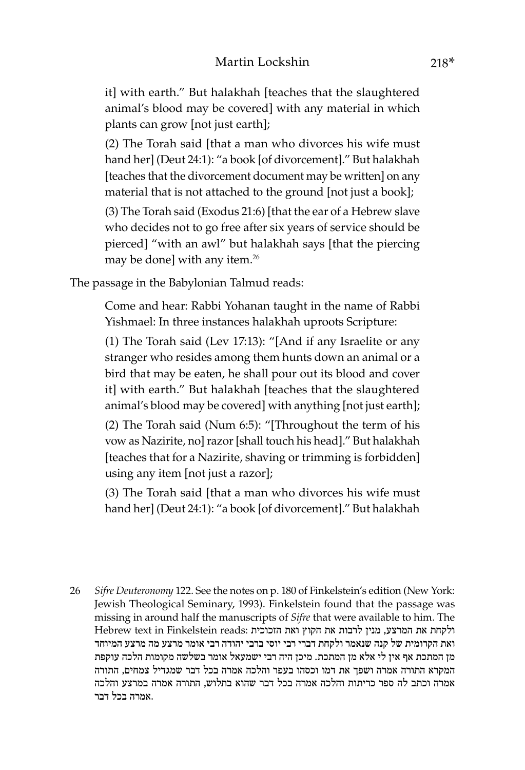it] with earth." But halakhah [teaches that the slaughtered animal's blood may be covered] with any material in which plants can grow [not just earth];

(2) The Torah said [that a man who divorces his wife must hand her] (Deut 24:1): "a book [of divorcement]." But halakhah [teaches that the divorcement document may be written] on any material that is not attached to the ground [not just a book];

(3) The Torah said (Exodus 21:6) [that the ear of a Hebrew slave who decides not to go free after six years of service should be pierced] "with an awl" but halakhah says [that the piercing may be done] with any item.[26]

The passage in the Babylonian Talmud reads:

> Come and hear: Rabbi Yohanan taught in the name of Rabbi Yishmael: In three instances halakhah uproots Scripture:
>
> (1) The Torah said (Lev 17:13): "[And if any Israelite or any stranger who resides among them hunts down an animal or a bird that may be eaten, he shall pour out its blood and cover it] with earth." But halakhah [teaches that the slaughtered animal's blood may be covered] with anything [not just earth];
>
> (2) The Torah said (Num 6:5): "[Throughout the term of his vow as Nazirite, no] razor [shall touch his head]." But halakhah [teaches that for a Nazirite, shaving or trimming is forbidden] using any item [not just a razor];
>
> (3) The Torah said [that a man who divorces his wife must hand her] (Deut 24:1): "a book [of divorcement]." But halakhah

26 *Sifre Deuteronomy* 122. See the notes on p. 180 of Finkelstein's edition (New York: Jewish Theological Seminary, 1993). Finkelstein found that the passage was missing in around half the manuscripts of *Sifre* that were available to him. The Hebrew text in Finkelstein reads: ולקחת את המרצע, מנין לרבות את הקוץ ואת הזכוכית ואת הקרומית של קנה שנאמר ולקחת דברי רבי יוסי ברבי יהודה רבי אומר מרצע מה מרצע המיוחד מן המתכת אף אין לי אלא מן המתכת. מיכן היה רבי ישמעאל אומר בשלשה מקומות הלכה עוקפת המקרא התורה אמרה ושפך את דמו וכסהו בעפר והלכה אמרה בכל דבר שמגדיל צמחים, התורה אמרה וכתב לה ספר כריתות והלכה אמרה בכל דבר שהוא בתלוש, התורה אמרה במרצע והלכה אמרה בכל דבר.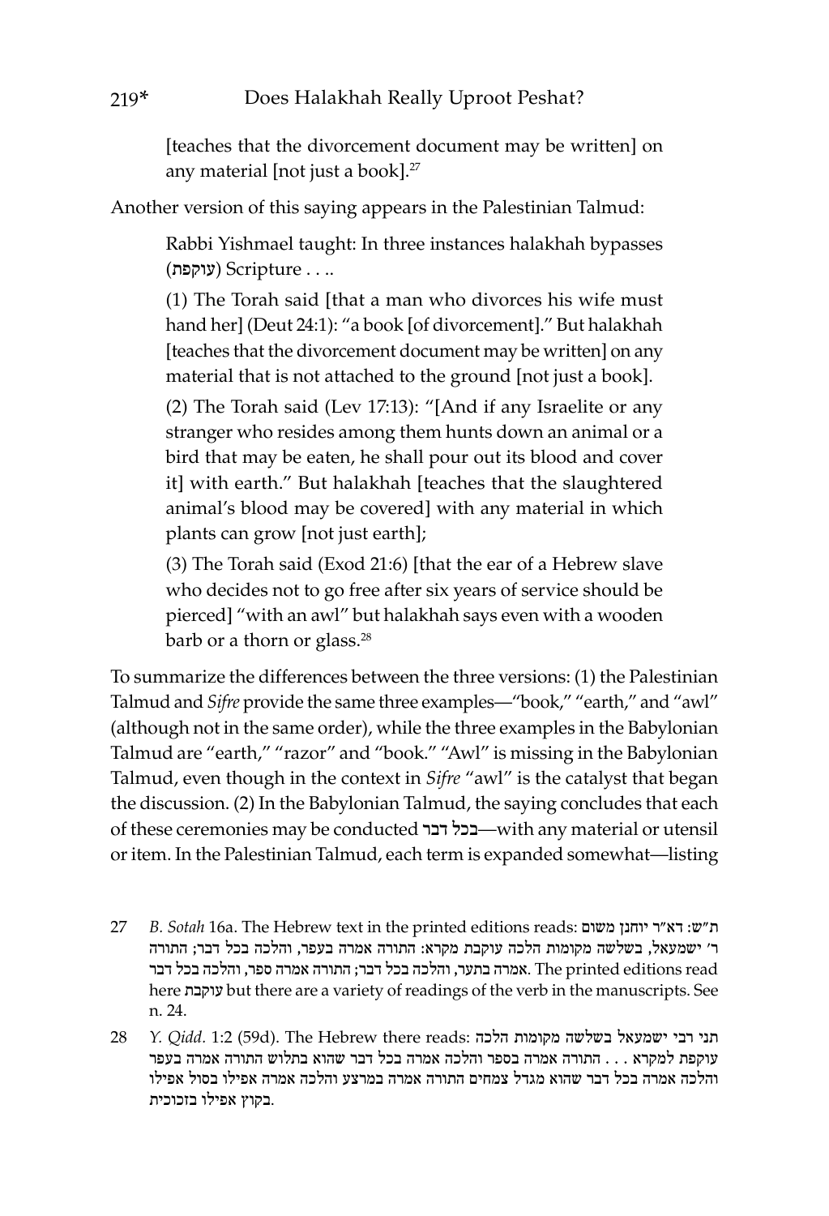[teaches that the divorcement document may be written] on any material [not just a book].[27]

Another version of this saying appears in the Palestinian Talmud:

> Rabbi Yishmael taught: In three instances halakhah bypasses (עוקפת) Scripture . . ..
>
> (1) The Torah said [that a man who divorces his wife must hand her] (Deut 24:1): "a book [of divorcement]." But halakhah [teaches that the divorcement document may be written] on any material that is not attached to the ground [not just a book].
>
> (2) The Torah said (Lev 17:13): "[And if any Israelite or any stranger who resides among them hunts down an animal or a bird that may be eaten, he shall pour out its blood and cover it] with earth." But halakhah [teaches that the slaughtered animal's blood may be covered] with any material in which plants can grow [not just earth];
>
> (3) The Torah said (Exod 21:6) [that the ear of a Hebrew slave who decides not to go free after six years of service should be pierced] "with an awl" but halakhah says even with a wooden barb or a thorn or glass.[28]

To summarize the differences between the three versions: (1) the Palestinian Talmud and *Sifre* provide the same three examples—"book," "earth," and "awl" (although not in the same order), while the three examples in the Babylonian Talmud are "earth," "razor" and "book." "Awl" is missing in the Babylonian Talmud, even though in the context in *Sifre* "awl" is the catalyst that began the discussion. (2) In the Babylonian Talmud, the saying concludes that each of these ceremonies may be conducted בכל דבר—with any material or utensil or item. In the Palestinian Talmud, each term is expanded somewhat—listing

---

27 *B. Sotah* 16a. The Hebrew text in the printed editions reads: ת"ש: דא"ר יוחנן משום ר' ישמעאל, בשלשה מקומות הלכה עוקבת מקרא: התורה אמרה בעפר, והלכה בכל דבר; התורה אמרה בתער, והלכה בכל דבר; התורה אמרה ספר, והלכה בכל דבר. The printed editions read here עוקבת but there are a variety of readings of the verb in the manuscripts. See n. 24.

28 *Y. Qidd.* 1:2 (59d). The Hebrew there reads: תני רבי ישמעאל בשלשה מקומות הלכה עוקפת למקרא . . . התורה אמרה בספר והלכה אמרה בכל דבר שהוא בתלוש התורה אמרה בעפר והלכה אמרה בכל דבר שהוא מגדל צמחים התורה אמרה במרצע והלכה אמרה אפילו בסול אפילו בקוץ אפילו בזכוכית.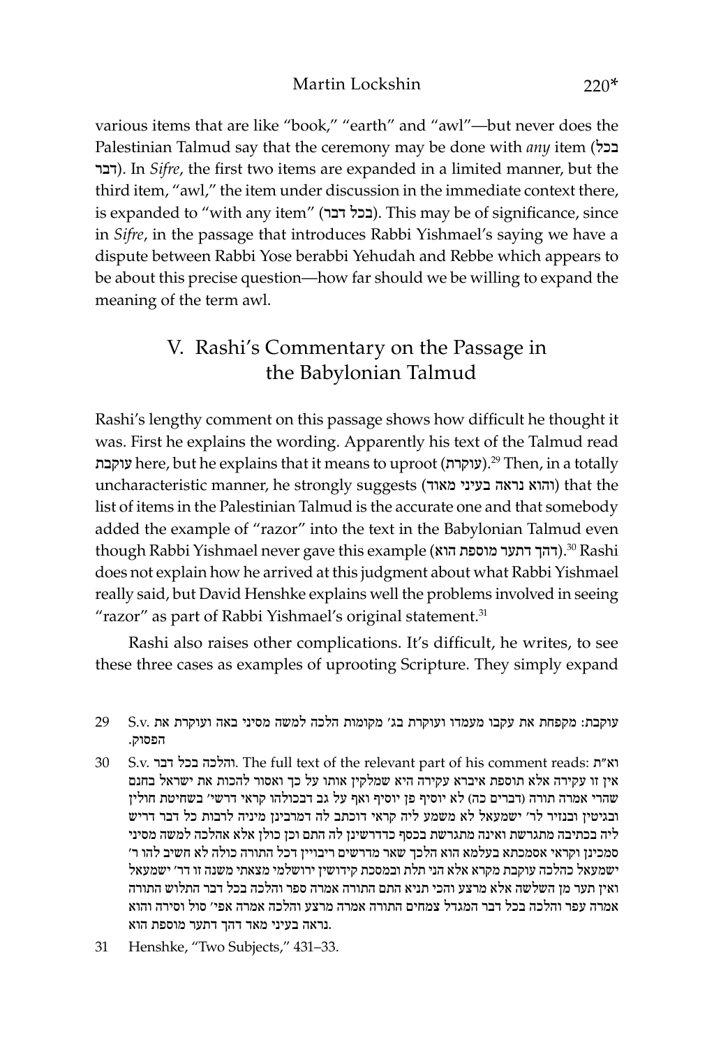various items that are like "book," "earth" and "awl"—but never does the Palestinian Talmud say that the ceremony may be done with *any* item (בכל דבר). In *Sifre*, the first two items are expanded in a limited manner, but the third item, "awl," the item under discussion in the immediate context there, is expanded to "with any item" (בכל דבר). This may be of significance, since in *Sifre*, in the passage that introduces Rabbi Yishmael's saying we have a dispute between Rabbi Yose berabbi Yehudah and Rebbe which appears to be about this precise question—how far should we be willing to expand the meaning of the term awl.

## V. Rashi's Commentary on the Passage in the Babylonian Talmud

Rashi's lengthy comment on this passage shows how difficult he thought it was. First he explains the wording. Apparently his text of the Talmud read עוקבת here, but he explains that it means to uproot (עוקרת).[29] Then, in a totally uncharacteristic manner, he strongly suggests (והוא נראה בעיני מאוד) that the list of items in the Palestinian Talmud is the accurate one and that somebody added the example of "razor" into the text in the Babylonian Talmud even though Rabbi Yishmael never gave this example (דהך דתער מוספת הוא).[30] Rashi does not explain how he arrived at this judgment about what Rabbi Yishmael really said, but David Henshke explains well the problems involved in seeing "razor" as part of Rabbi Yishmael's original statement.[31]

Rashi also raises other complications. It's difficult, he writes, to see these three cases as examples of uprooting Scripture. They simply expand

29 S.v. עוקבת: מקפחת את עקבו מעמדו ועוקרת בג׳ מקומות הלכה למשה מסיני באה ועוקרת את הפסוק.

30 S.v. והלכה בכל דבר. The full text of the relevant part of his comment reads: וא"ת אין זו עקירה אלא תוספת איברא עקירה היא שמלקין אותו על כך ואסור להכות את ישראל בחנם שהרי אמרה תורה (דברים כה) לא יוסיף פן יוסיף ואף על גב דבכולהו קראי דרשי׳ בשחיטת חולין ובגיטין ובנזיר לר׳ ישמעאל לא משמע ליה קראי דוכתב לה דמרבינן מיניה לרבות כל דבר דריש ליה בכתיבה מתגרשת ואינה מתגרשת בכסף כדדרשינן לה התם וכן כולן אלא אהלכה למשה מסיני סמכינן וקראי אסמכתא בעלמא הוא הלכך שאר מדרשים ריבויין דכל התורה כולה לא חשיב להו ר׳ ישמעאל כהלכה עוקבת מקרא אלא הני תלת ובמסכת קידושין ירושלמי מצאתי משנה זו דר׳ ישמעאל ואין תער מן השלשה אלא מרצע והכי תניא התם התורה אמרה ספר והלכה בכל דבר התלוש התורה אמרה עפר והלכה בכל דבר המגדל צמחים התורה אמרה מרצע והלכה אמרה אפי׳ סול וסירה והוא נראה בעיני מאד דהך דתער מוספת הוא.

31 Henshke, "Two Subjects," 431–33.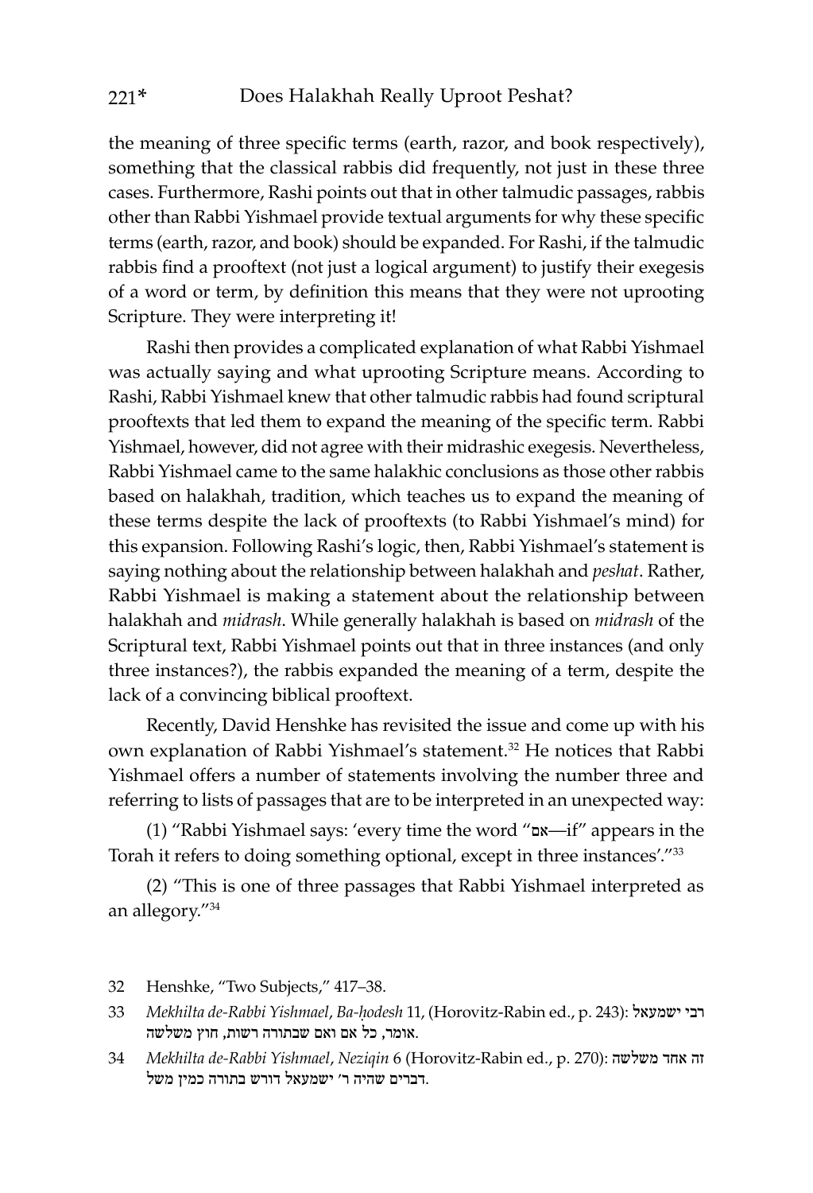the meaning of three specific terms (earth, razor, and book respectively), something that the classical rabbis did frequently, not just in these three cases. Furthermore, Rashi points out that in other talmudic passages, rabbis other than Rabbi Yishmael provide textual arguments for why these specific terms (earth, razor, and book) should be expanded. For Rashi, if the talmudic rabbis find a prooftext (not just a logical argument) to justify their exegesis of a word or term, by definition this means that they were not uprooting Scripture. They were interpreting it!

Rashi then provides a complicated explanation of what Rabbi Yishmael was actually saying and what uprooting Scripture means. According to Rashi, Rabbi Yishmael knew that other talmudic rabbis had found scriptural prooftexts that led them to expand the meaning of the specific term. Rabbi Yishmael, however, did not agree with their midrashic exegesis. Nevertheless, Rabbi Yishmael came to the same halakhic conclusions as those other rabbis based on halakhah, tradition, which teaches us to expand the meaning of these terms despite the lack of prooftexts (to Rabbi Yishmael's mind) for this expansion. Following Rashi's logic, then, Rabbi Yishmael's statement is saying nothing about the relationship between halakhah and *peshat*. Rather, Rabbi Yishmael is making a statement about the relationship between halakhah and *midrash*. While generally halakhah is based on *midrash* of the Scriptural text, Rabbi Yishmael points out that in three instances (and only three instances?), the rabbis expanded the meaning of a term, despite the lack of a convincing biblical prooftext.

Recently, David Henshke has revisited the issue and come up with his own explanation of Rabbi Yishmael's statement.[32] He notices that Rabbi Yishmael offers a number of statements involving the number three and referring to lists of passages that are to be interpreted in an unexpected way:

(1) "Rabbi Yishmael says: 'every time the word "אם—if" appears in the Torah it refers to doing something optional, except in three instances'."[33]

(2) "This is one of three passages that Rabbi Yishmael interpreted as an allegory."[34]

---

32 Henshke, "Two Subjects," 417–38.

33 *Mekhilta de-Rabbi Yishmael*, *Ba-ḥodesh* 11, (Horovitz-Rabin ed., p. 243): רבי ישמעאל אומר, כל אם ואם שבתורה רשות, חוץ משלשה.

34 *Mekhilta de-Rabbi Yishmael*, *Neziqin* 6 (Horovitz-Rabin ed., p. 270): זה אחד משלשה דברים שהיה ר' ישמעאל דורש בתורה כמין משל.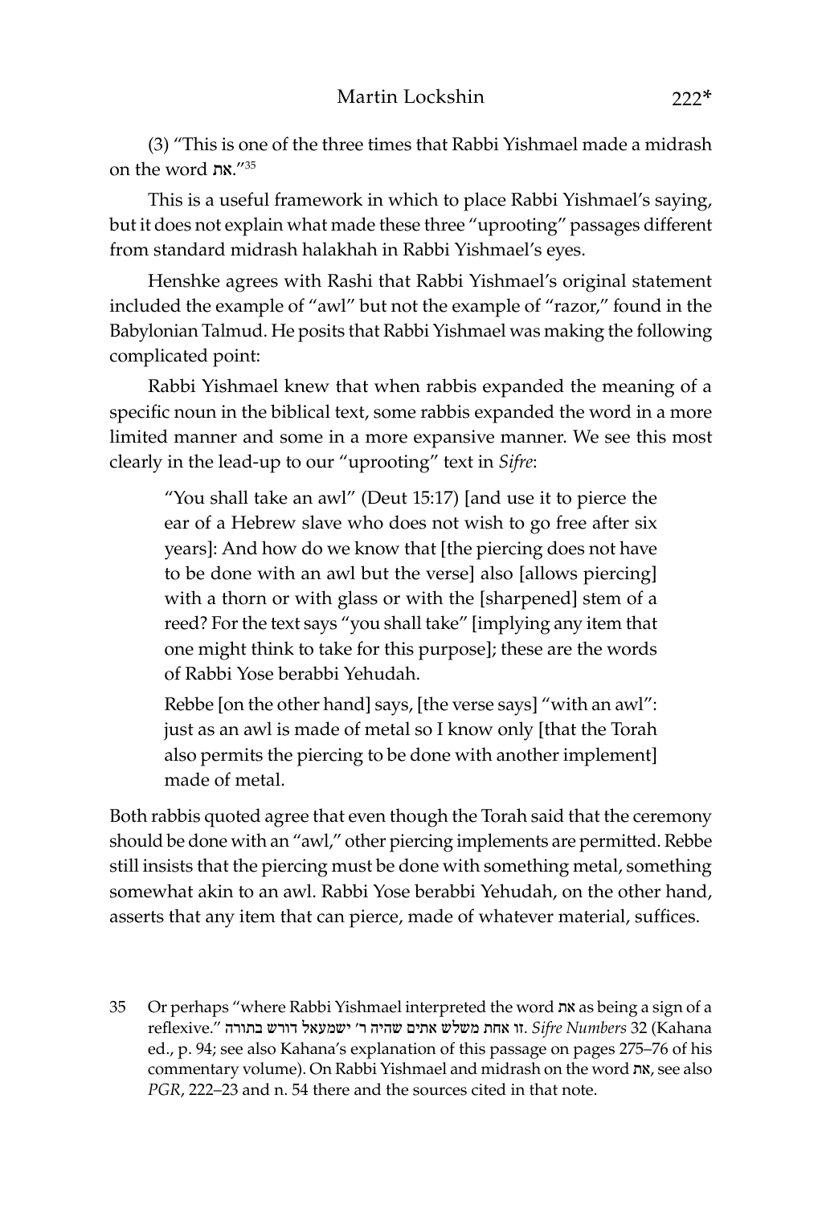(3) "This is one of the three times that Rabbi Yishmael made a midrash on the word את."[35]

This is a useful framework in which to place Rabbi Yishmael's saying, but it does not explain what made these three "uprooting" passages different from standard midrash halakhah in Rabbi Yishmael's eyes.

Henshke agrees with Rashi that Rabbi Yishmael's original statement included the example of "awl" but not the example of "razor," found in the Babylonian Talmud. He posits that Rabbi Yishmael was making the following complicated point:

Rabbi Yishmael knew that when rabbis expanded the meaning of a specific noun in the biblical text, some rabbis expanded the word in a more limited manner and some in a more expansive manner. We see this most clearly in the lead-up to our "uprooting" text in *Sifre*:

> "You shall take an awl" (Deut 15:17) [and use it to pierce the ear of a Hebrew slave who does not wish to go free after six years]: And how do we know that [the piercing does not have to be done with an awl but the verse] also [allows piercing] with a thorn or with glass or with the [sharpened] stem of a reed? For the text says "you shall take" [implying any item that one might think to take for this purpose]; these are the words of Rabbi Yose berabbi Yehudah.
>
> Rebbe [on the other hand] says, [the verse says] "with an awl": just as an awl is made of metal so I know only [that the Torah also permits the piercing to be done with another implement] made of metal.

Both rabbis quoted agree that even though the Torah said that the ceremony should be done with an "awl," other piercing implements are permitted. Rebbe still insists that the piercing must be done with something metal, something somewhat akin to an awl. Rabbi Yose berabbi Yehudah, on the other hand, asserts that any item that can pierce, made of whatever material, suffices.

---

35 Or perhaps "where Rabbi Yishmael interpreted the word את as being a sign of a reflexive." זו אחת משלש אתים שהיה ר' ישמעאל דורש בתורה. *Sifre Numbers* 32 (Kahana ed., p. 94; see also Kahana's explanation of this passage on pages 275–76 of his commentary volume). On Rabbi Yishmael and midrash on the word את, see also *PGR*, 222–23 and n. 54 there and the sources cited in that note.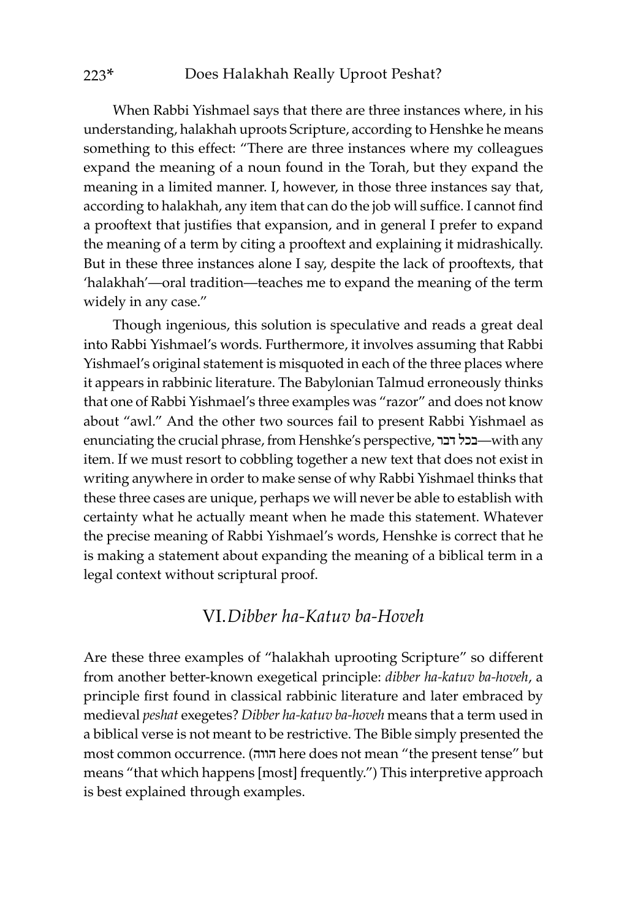When Rabbi Yishmael says that there are three instances where, in his understanding, halakhah uproots Scripture, according to Henshke he means something to this effect: "There are three instances where my colleagues expand the meaning of a noun found in the Torah, but they expand the meaning in a limited manner. I, however, in those three instances say that, according to halakhah, any item that can do the job will suffice. I cannot find a prooftext that justifies that expansion, and in general I prefer to expand the meaning of a term by citing a prooftext and explaining it midrashically. But in these three instances alone I say, despite the lack of prooftexts, that 'halakhah'—oral tradition—teaches me to expand the meaning of the term widely in any case."

Though ingenious, this solution is speculative and reads a great deal into Rabbi Yishmael's words. Furthermore, it involves assuming that Rabbi Yishmael's original statement is misquoted in each of the three places where it appears in rabbinic literature. The Babylonian Talmud erroneously thinks that one of Rabbi Yishmael's three examples was "razor" and does not know about "awl." And the other two sources fail to present Rabbi Yishmael as enunciating the crucial phrase, from Henshke's perspective, בכל דבר—with any item. If we must resort to cobbling together a new text that does not exist in writing anywhere in order to make sense of why Rabbi Yishmael thinks that these three cases are unique, perhaps we will never be able to establish with certainty what he actually meant when he made this statement. Whatever the precise meaning of Rabbi Yishmael's words, Henshke is correct that he is making a statement about expanding the meaning of a biblical term in a legal context without scriptural proof.

## VI. *Dibber ha-Katuv ba-Hoveh*

Are these three examples of "halakhah uprooting Scripture" so different from another better-known exegetical principle: *dibber ha-katuv ba-hoveh*, a principle first found in classical rabbinic literature and later embraced by medieval *peshat* exegetes? *Dibber ha-katuv ba-hoveh* means that a term used in a biblical verse is not meant to be restrictive. The Bible simply presented the most common occurrence. (הווה here does not mean "the present tense" but means "that which happens [most] frequently.") This interpretive approach is best explained through examples.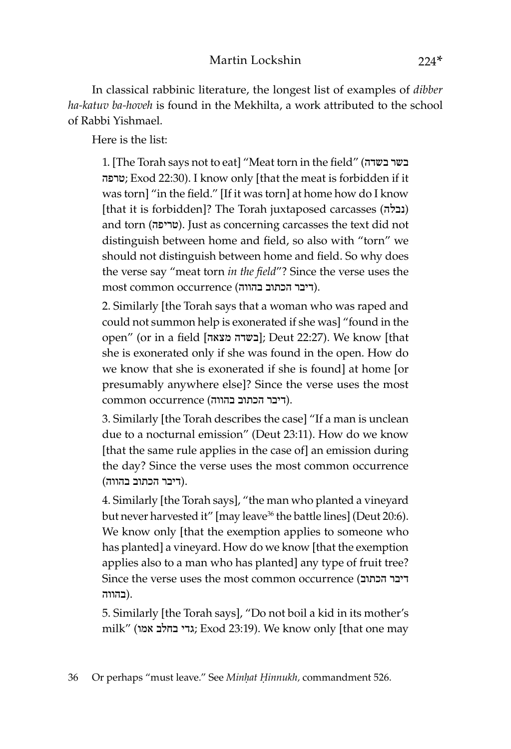In classical rabbinic literature, the longest list of examples of *dibber ha-katuv ba-hoveh* is found in the Mekhilta, a work attributed to the school of Rabbi Yishmael.

Here is the list:

> 1. [The Torah says not to eat] "Meat torn in the field" (בשר בשדה טרפה; Exod 22:30). I know only [that the meat is forbidden if it was torn] "in the field." [If it was torn] at home how do I know [that it is forbidden]? The Torah juxtaposed carcasses (נבלה) and torn (טריפה). Just as concerning carcasses the text did not distinguish between home and field, so also with "torn" we should not distinguish between home and field. So why does the verse say "meat torn *in the field*"? Since the verse uses the most common occurrence (דיבר הכתוב בהווה).
>
> 2. Similarly [the Torah says that a woman who was raped and could not summon help is exonerated if she was] "found in the open" (or in a field [בשדה מצאה]; Deut 22:27). We know [that she is exonerated only if she was found in the open. How do we know that she is exonerated if she is found] at home [or presumably anywhere else]? Since the verse uses the most common occurrence (דיבר הכתוב בהווה).
>
> 3. Similarly [the Torah describes the case] "If a man is unclean due to a nocturnal emission" (Deut 23:11). How do we know [that the same rule applies in the case of] an emission during the day? Since the verse uses the most common occurrence (דיבר הכתוב בהווה).
>
> 4. Similarly [the Torah says], "the man who planted a vineyard but never harvested it" [may leave[36] the battle lines] (Deut 20:6). We know only [that the exemption applies to someone who has planted] a vineyard. How do we know [that the exemption applies also to a man who has planted] any type of fruit tree? Since the verse uses the most common occurrence (דיבר הכתוב בהווה).
>
> 5. Similarly [the Torah says], "Do not boil a kid in its mother's milk" (גדי בחלב אמו; Exod 23:19). We know only [that one may

36 Or perhaps "must leave." See *Minḥat Ḥinnukh*, commandment 526.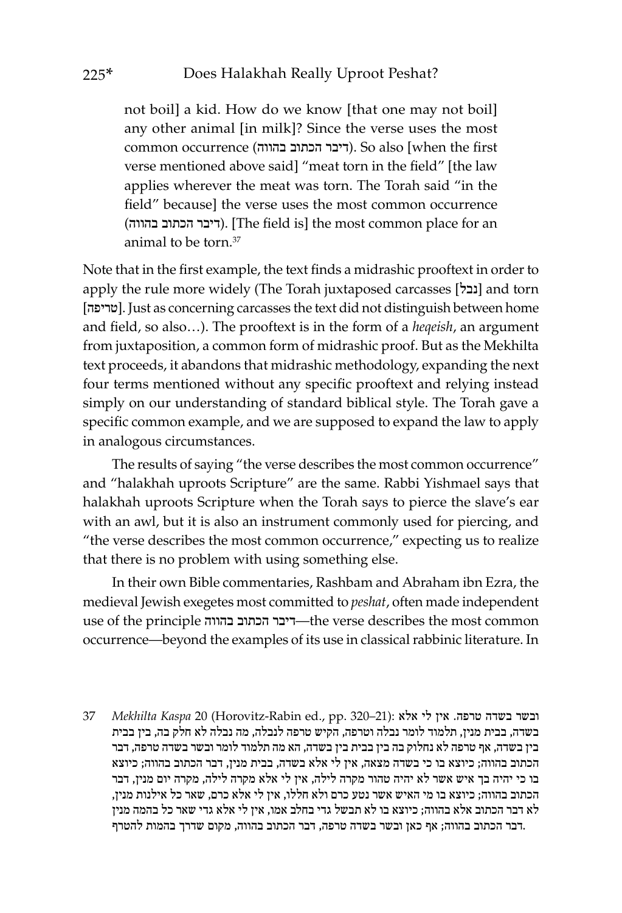not boil] a kid. How do we know [that one may not boil] any other animal [in milk]? Since the verse uses the most common occurrence (דיבר הכתוב בהווה). So also [when the first verse mentioned above said] "meat torn in the field" [the law applies wherever the meat was torn. The Torah said "in the field" because] the verse uses the most common occurrence (דיבר הכתוב בהווה). [The field is] the most common place for an animal to be torn.[37]

Note that in the first example, the text finds a midrashic prooftext in order to apply the rule more widely (The Torah juxtaposed carcasses [נבל] and torn [טריפה]. Just as concerning carcasses the text did not distinguish between home and field, so also…). The prooftext is in the form of a *heqeish*, an argument from juxtaposition, a common form of midrashic proof. But as the Mekhilta text proceeds, it abandons that midrashic methodology, expanding the next four terms mentioned without any specific prooftext and relying instead simply on our understanding of standard biblical style. The Torah gave a specific common example, and we are supposed to expand the law to apply in analogous circumstances.

The results of saying "the verse describes the most common occurrence" and "halakhah uproots Scripture" are the same. Rabbi Yishmael says that halakhah uproots Scripture when the Torah says to pierce the slave's ear with an awl, but it is also an instrument commonly used for piercing, and "the verse describes the most common occurrence," expecting us to realize that there is no problem with using something else.

In their own Bible commentaries, Rashbam and Abraham ibn Ezra, the medieval Jewish exegetes most committed to *peshat*, often made independent use of the principle דיבר הכתוב בהווה—the verse describes the most common occurrence—beyond the examples of its use in classical rabbinic literature. In

37 *Mekhilta Kaspa* 20 (Horovitz-Rabin ed., pp. 320–21): ובשר בשדה טרפה. אין לי אלא בשדה, בבית מנין, תלמוד לומר נבלה וטרפה, הקיש טרפה לנבלה, מה נבלה לא חלק בה, בין בבית בין בשדה, אף טרפה לא נחלוק בה בין בבית בין בשדה, הא מה תלמוד לומר ובשר בשדה טרפה, דבר הכתוב בהווה; כיוצא בו כי בשדה מצאה, אין לי אלא בשדה, בבית מנין, דבר הכתוב בהווה; כיוצא בו כי יהיה בך איש אשר לא יהיה טהור מקרה לילה, אין לי אלא מקרה לילה, מקרה יום מנין, דבר הכתוב בהווה; כיוצא בו מי האיש אשר נטע כרם ולא חללו, אין לי אלא כרם, שאר כל אילנות מנין, לא דבר הכתוב אלא בהווה; כיוצא בו לא תבשל גדי בחלב אמו, אין לי אלא גדי שאר כל בהמה מנין דבר הכתוב בהווה; אף כאן ובשר בשדה טרפה, דבר הכתוב בהווה, מקום שדרך בהמות להטרף.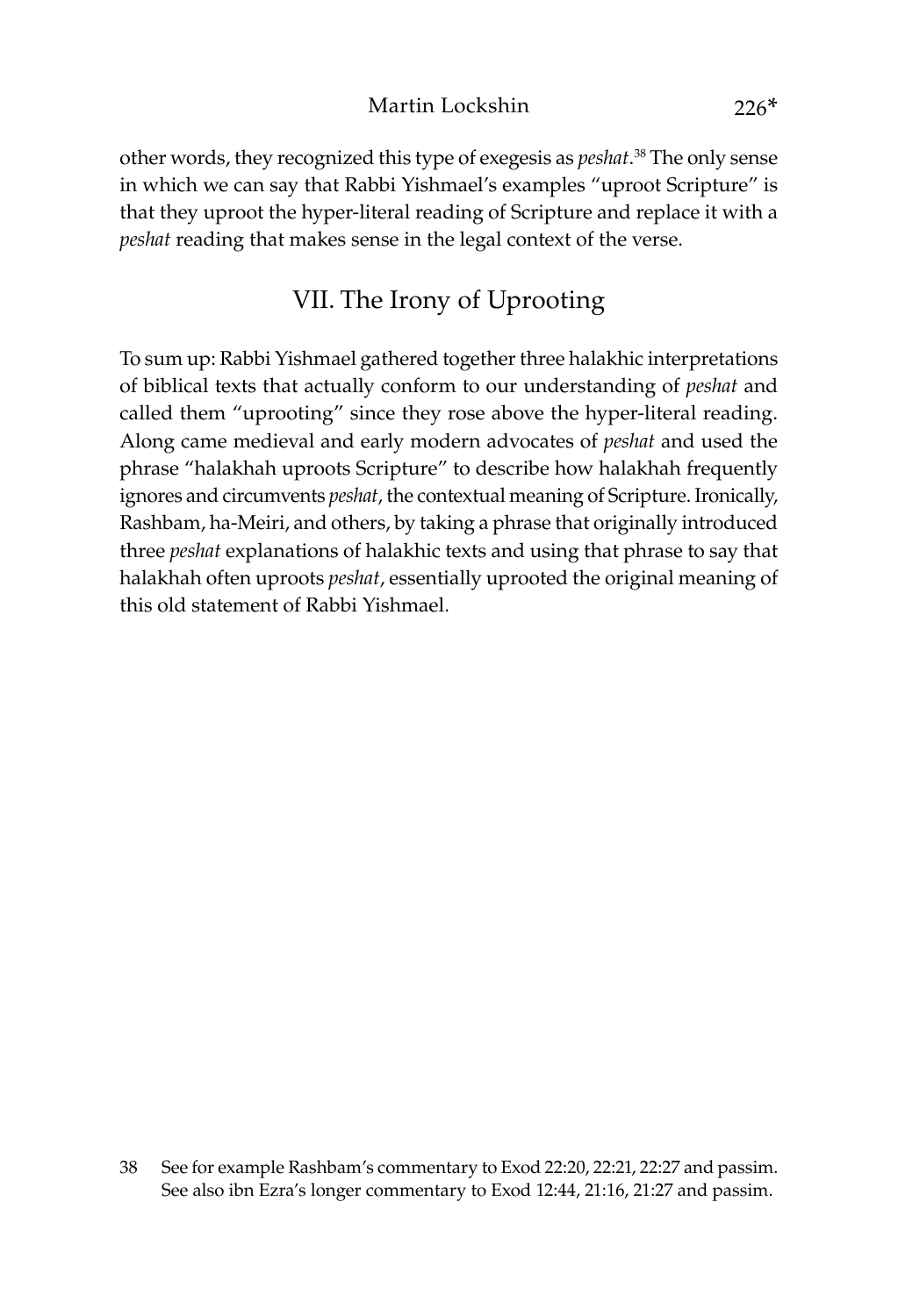other words, they recognized this type of exegesis as *peshat*.[38] The only sense in which we can say that Rabbi Yishmael's examples "uproot Scripture" is that they uproot the hyper-literal reading of Scripture and replace it with a *peshat* reading that makes sense in the legal context of the verse.

## VII. The Irony of Uprooting

To sum up: Rabbi Yishmael gathered together three halakhic interpretations of biblical texts that actually conform to our understanding of *peshat* and called them "uprooting" since they rose above the hyper-literal reading. Along came medieval and early modern advocates of *peshat* and used the phrase "halakhah uproots Scripture" to describe how halakhah frequently ignores and circumvents *peshat*, the contextual meaning of Scripture. Ironically, Rashbam, ha-Meiri, and others, by taking a phrase that originally introduced three *peshat* explanations of halakhic texts and using that phrase to say that halakhah often uproots *peshat*, essentially uprooted the original meaning of this old statement of Rabbi Yishmael.

38 See for example Rashbam's commentary to Exod 22:20, 22:21, 22:27 and passim. See also ibn Ezra's longer commentary to Exod 12:44, 21:16, 21:27 and passim.